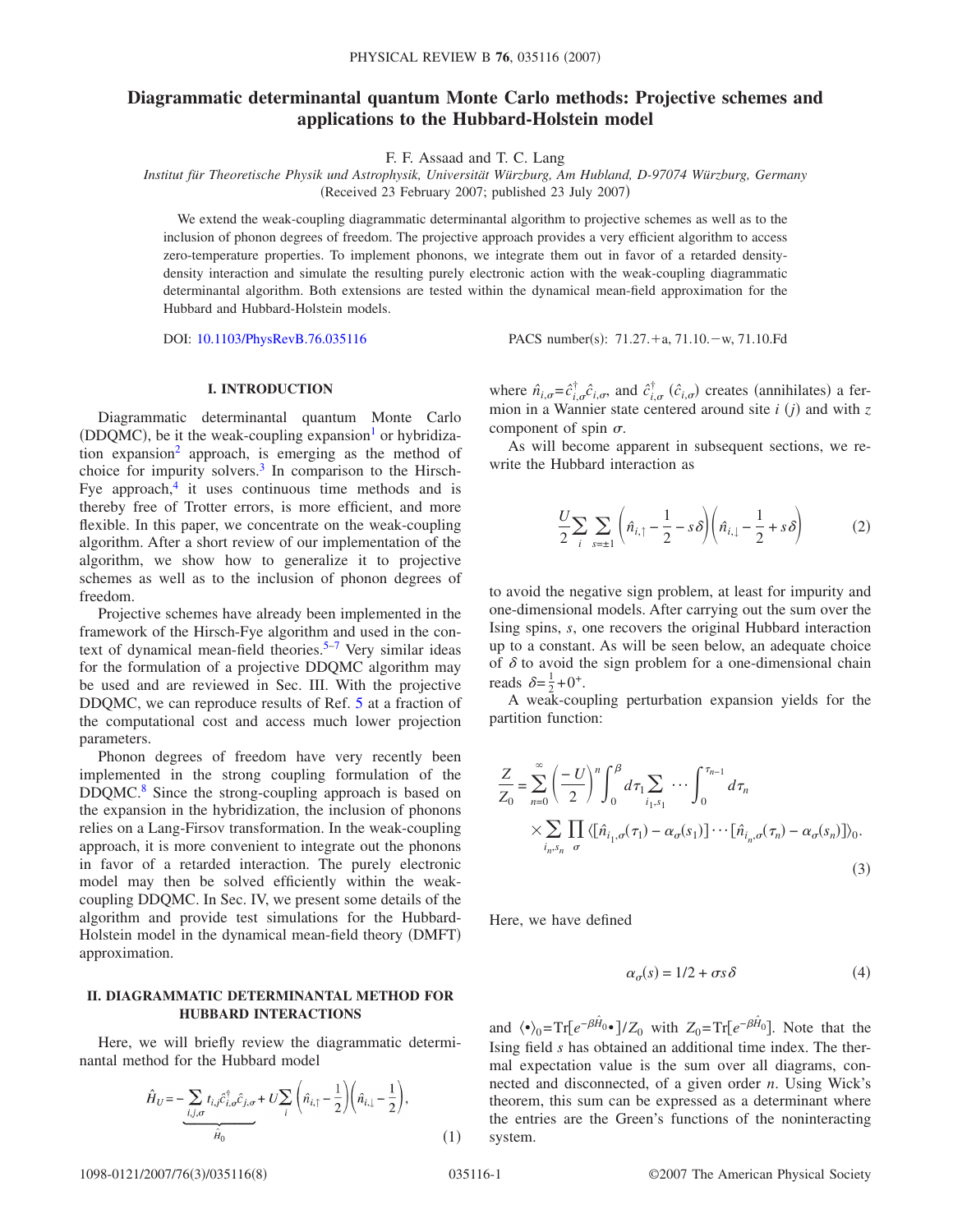# Diagrammatic determinantal quantum Monte Carlo methods: Projective schemes and applications to the Hubbard-Holstein model

F. F. Assaad and T. C. Lang

*Institut für Theoretische Physik und Astrophysik, Universität Würzburg, Am Hubland, D-97074 Würzburg, Germany*

(Received 23 February 2007; published 23 July 2007)

We extend the weak-coupling diagrammatic determinantal algorithm to projective schemes as well as to the inclusion of phonon degrees of freedom. The projective approach provides a very efficient algorithm to access zero-temperature properties. To implement phonons, we integrate them out in favor of a retarded density-density interaction and simulate the resulting purely electronic action with the weak-coupling diagrammatic determinantal algorithm. Both extensions are tested within the dynamical mean-field approximation for the Hubbard and Hubbard-Holstein models.

DOI: 10.1103/PhysRevB.76.035116 PACS number(s): 71.27.+a, 71.10.−w, 71.10.Fd

## I. INTRODUCTION

Diagrammatic determinantal quantum Monte Carlo (DDQMC), be it the weak-coupling expansion[1] or hybridization expansion[2] approach, is emerging as the method of choice for impurity solvers.[3] In comparison to the Hirsch-Fye approach,[4] it uses continuous time methods and is thereby free of Trotter errors, is more efficient, and more flexible. In this paper, we concentrate on the weak-coupling algorithm. After a short review of our implementation of the algorithm, we show how to generalize it to projective schemes as well as to the inclusion of phonon degrees of freedom.

Projective schemes have already been implemented in the framework of the Hirsch-Fye algorithm and used in the context of dynamical mean-field theories.[5–7] Very similar ideas for the formulation of a projective DDQMC algorithm may be used and are reviewed in Sec. III. With the projective DDQMC, we can reproduce results of Ref. 5 at a fraction of the computational cost and access much lower projection parameters.

Phonon degrees of freedom have very recently been implemented in the strong coupling formulation of the DDQMC.[8] Since the strong-coupling approach is based on the expansion in the hybridization, the inclusion of phonons relies on a Lang-Firsov transformation. In the weak-coupling approach, it is more convenient to integrate out the phonons in favor of a retarded interaction. The purely electronic model may then be solved efficiently within the weak-coupling DDQMC. In Sec. IV, we present some details of the algorithm and provide test simulations for the Hubbard-Holstein model in the dynamical mean-field theory (DMFT) approximation.

## II. DIAGRAMMATIC DETERMINANTAL METHOD FOR HUBBARD INTERACTIONS

Here, we will briefly review the diagrammatic determinantal method for the Hubbard model

$$\hat{H}_U = \underbrace{-\sum_{i,j,\sigma} t_{i,j}\hat{c}^{\dagger}_{i,\sigma}\hat{c}_{j,\sigma}}_{\hat{H}_0} + U\sum_i \left(\hat{n}_{i,\uparrow}-\frac{1}{2}\right)\left(\hat{n}_{i,\downarrow}-\frac{1}{2}\right), \tag{1}$$

where $\hat{n}_{i,\sigma}=\hat{c}^{\dagger}_{i,\sigma}\hat{c}_{i,\sigma}$, and $\hat{c}^{\dagger}_{i,\sigma}$ ($\hat{c}_{i,\sigma}$) creates (annihilates) a fermion in a Wannier state centered around site $i$ ($j$) and with $z$ component of spin $\sigma$.

As will become apparent in subsequent sections, we rewrite the Hubbard interaction as

$$\frac{U}{2}\sum_i \sum_{s=\pm 1}\left(\hat{n}_{i,\uparrow}-\frac{1}{2}-s\delta\right)\left(\hat{n}_{i,\downarrow}-\frac{1}{2}+s\delta\right) \tag{2}$$

to avoid the negative sign problem, at least for impurity and one-dimensional models. After carrying out the sum over the Ising spins, $s$, one recovers the original Hubbard interaction up to a constant. As will be seen below, an adequate choice of $\delta$ to avoid the sign problem for a one-dimensional chain reads $\delta=\frac{1}{2}+0^{+}$.

A weak-coupling perturbation expansion yields for the partition function:

$$\frac{Z}{Z_0}=\sum_{n=0}^{\infty}\left(\frac{-U}{2}\right)^n\int_0^{\beta}d\tau_1\sum_{i_1,s_1}\cdots\int_0^{\tau_{n-1}}d\tau_n \times\sum_{i_n,s_n}\prod_{\sigma}\langle[\hat{n}_{i_1,\sigma}(\tau_1)-\alpha_{\sigma}(s_1)]\cdots[\hat{n}_{i_n,\sigma}(\tau_n)-\alpha_{\sigma}(s_n)]\rangle_0. \tag{3}$$

Here, we have defined

$$\alpha_{\sigma}(s)=1/2+\sigma s\delta \tag{4}$$

and $\langle\bullet\rangle_0=\mathrm{Tr}[e^{-\beta\hat{H}_0}\bullet]/Z_0$ with $Z_0=\mathrm{Tr}[e^{-\beta\hat{H}_0}]$. Note that the Ising field $s$ has obtained an additional time index. The thermal expectation value is the sum over all diagrams, connected and disconnected, of a given order $n$. Using Wick's theorem, this sum can be expressed as a determinant where the entries are the Green's functions of the noninteracting system.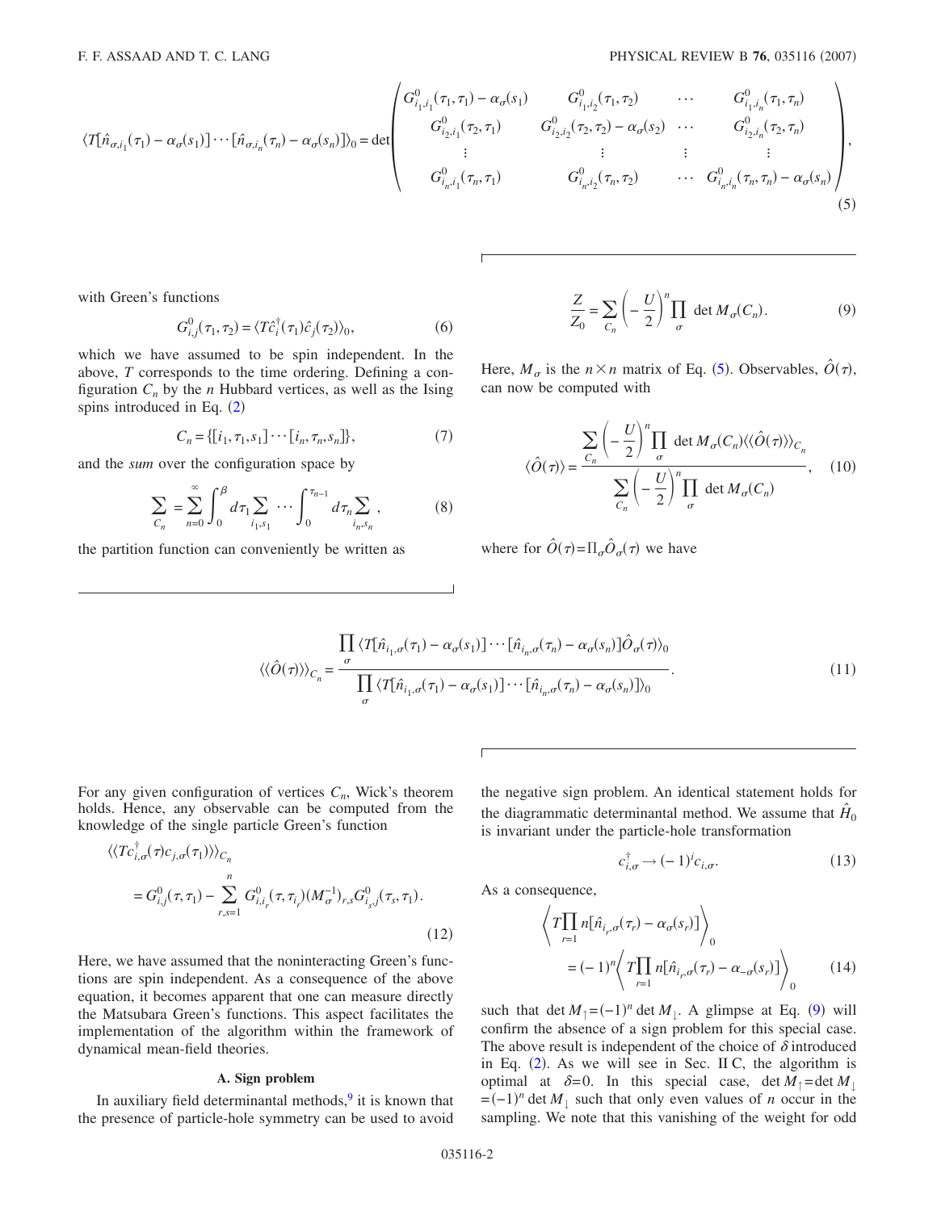$$
\langle T[\hat{n}_{\sigma,i_1}(\tau_1) - \alpha_\sigma(s_1)] \cdots [\hat{n}_{\sigma,i_n}(\tau_n) - \alpha_\sigma(s_n)] \rangle_0 = \det \begin{pmatrix} G^0_{i_1,i_1}(\tau_1,\tau_1) - \alpha_\sigma(s_1) & G^0_{i_1,i_2}(\tau_1,\tau_2) & \cdots & G^0_{i_1,i_n}(\tau_1,\tau_n) \\ G^0_{i_2,i_1}(\tau_2,\tau_1) & G^0_{i_2,i_2}(\tau_2,\tau_2) - \alpha_\sigma(s_2) & \cdots & G^0_{i_2,i_n}(\tau_2,\tau_n) \\ \vdots & \vdots & \vdots & \vdots \\ G^0_{i_n,i_1}(\tau_n,\tau_1) & G^0_{i_n,i_2}(\tau_n,\tau_2) & \cdots & G^0_{i_n,i_n}(\tau_n,\tau_n) - \alpha_\sigma(s_n) \end{pmatrix}, \tag{5}
$$

with Green's functions

$$
G^0_{i,j}(\tau_1,\tau_2) = \langle T\hat{c}_i^\dagger(\tau_1)\hat{c}_j(\tau_2)\rangle_0, \tag{6}
$$

which we have assumed to be spin independent. In the above, $T$ corresponds to the time ordering. Defining a configuration $C_n$ by the $n$ Hubbard vertices, as well as the Ising spins introduced in Eq. (2)

$$
C_n = \{[i_1,\tau_1,s_1] \cdots [i_n,\tau_n,s_n]\}, \tag{7}
$$

and the *sum* over the configuration space by

$$
\sum_{C_n} = \sum_{n=0}^{\infty} \int_0^\beta d\tau_1 \sum_{i_1,s_1} \cdots \int_0^{\tau_{n-1}} d\tau_n \sum_{i_n,s_n}, \tag{8}
$$

the partition function can conveniently be written as

$$
\frac{Z}{Z_0} = \sum_{C_n} \left(-\frac{U}{2}\right)^n \prod_\sigma \det M_\sigma(C_n). \tag{9}
$$

Here, $M_\sigma$ is the $n\times n$ matrix of Eq. (5). Observables, $\hat{O}(\tau)$, can now be computed with

$$
\langle \hat{O}(\tau)\rangle = \frac{\sum_{C_n} \left(-\frac{U}{2}\right)^n \prod_\sigma \det M_\sigma(C_n) \langle\langle \hat{O}(\tau)\rangle\rangle_{C_n}}{\sum_{C_n} \left(-\frac{U}{2}\right)^n \prod_\sigma \det M_\sigma(C_n)}, \tag{10}
$$

where for $\hat{O}(\tau) = \prod_\sigma \hat{O}_\sigma(\tau)$ we have

$$
\langle\langle \hat{O}(\tau)\rangle\rangle_{C_n} = \frac{\prod_\sigma \langle T[\hat{n}_{i_1,\sigma}(\tau_1) - \alpha_\sigma(s_1)] \cdots [\hat{n}_{i_n,\sigma}(\tau_n) - \alpha_\sigma(s_n)]\hat{O}_\sigma(\tau)\rangle_0}{\prod_\sigma \langle T[\hat{n}_{i_1,\sigma}(\tau_1) - \alpha_\sigma(s_1)] \cdots [\hat{n}_{i_n,\sigma}(\tau_n) - \alpha_\sigma(s_n)]\rangle_0}. \tag{11}
$$

For any given configuration of vertices $C_n$, Wick's theorem holds. Hence, any observable can be computed from the knowledge of the single particle Green's function

$$
\langle\langle Tc^\dagger_{i,\sigma}(\tau)c_{j,\sigma}(\tau_1)\rangle\rangle_{C_n} = G^0_{i,j}(\tau,\tau_1) - \sum_{r,s=1}^{n} G^0_{i,i_r}(\tau,\tau_{i_r})(M_\sigma^{-1})_{r,s} G^0_{i_s,j}(\tau_s,\tau_1). \tag{12}
$$

Here, we have assumed that the noninteracting Green's functions are spin independent. As a consequence of the above equation, it becomes apparent that one can measure directly the Matsubara Green's functions. This aspect facilitates the implementation of the algorithm within the framework of dynamical mean-field theories.

### A. Sign problem

In auxiliary field determinantal methods,[9] it is known that the presence of particle-hole symmetry can be used to avoid the negative sign problem. An identical statement holds for the diagrammatic determinantal method. We assume that $\hat{H}_0$ is invariant under the particle-hole transformation

$$
c^\dagger_{i,\sigma} \to (-1)^i c_{i,\sigma}. \tag{13}
$$

As a consequence,

$$
\left\langle T\prod_{r=1}^{n} n[\hat{n}_{i_r,\sigma}(\tau_r) - \alpha_\sigma(s_r)]\right\rangle_0 = (-1)^n \left\langle T\prod_{r=1}^{n} n[\hat{n}_{i_r,\sigma}(\tau_r) - \alpha_{-\sigma}(s_r)]\right\rangle_0 \tag{14}
$$

such that $\det M_\uparrow = (-1)^n \det M_\downarrow$. A glimpse at Eq. (9) will confirm the absence of a sign problem for this special case. The above result is independent of the choice of $\delta$ introduced in Eq. (2). As we will see in Sec. II C, the algorithm is optimal at $\delta=0$. In this special case, $\det M_\uparrow = \det M_\downarrow = (-1)^n \det M_\downarrow$ such that only even values of $n$ occur in the sampling. We note that this vanishing of the weight for odd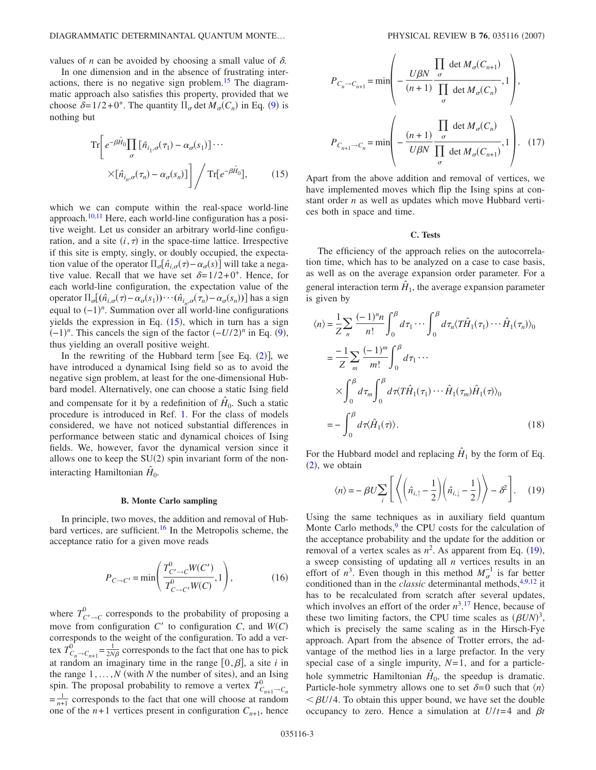values of $n$ can be avoided by choosing a small value of $\delta$.

In one dimension and in the absence of frustrating interactions, there is no negative sign problem.[15] The diagrammatic approach also satisfies this property, provided that we choose $\delta = 1/2 + 0^{+}$. The quantity $\prod_\sigma \det M_\sigma(C_n)$ in Eq. (9) is nothing but

$$
\mathrm{Tr}\left[ e^{-\beta \hat{H}_0} \prod_\sigma [\hat{n}_{i_1,\sigma}(\tau_1) - \alpha_\sigma(s_1)] \cdots \times [\hat{n}_{i_n,\sigma}(\tau_n) - \alpha_\sigma(s_n)] \right] \Big/ \mathrm{Tr}[e^{-\beta \hat{H}_0}], \qquad (15)
$$

which we can compute within the real-space world-line approach.[10,11] Here, each world-line configuration has a positive weight. Let us consider an arbitrary world-line configuration, and a site $(i,\tau)$ in the space-time lattice. Irrespective if this site is empty, singly, or doubly occupied, the expectation value of the operator $\prod_\sigma [\hat{n}_{i,\sigma}(\tau) - \alpha_\sigma(s)]$ will take a negative value. Recall that we have set $\delta = 1/2 + 0^{+}$. Hence, for each world-line configuration, the expectation value of the operator $\prod_\sigma [(\hat{n}_{i,\sigma}(\tau) - \alpha_\sigma(s_1)) \cdots (\hat{n}_{i_n,\sigma}(\tau_n) - \alpha_\sigma(s_n))]$ has a sign equal to $(-1)^n$. Summation over all world-line configurations yields the expression in Eq. (15), which in turn has a sign $(-1)^n$. This cancels the sign of the factor $(-U/2)^n$ in Eq. (9), thus yielding an overall positive weight.

In the rewriting of the Hubbard term [see Eq. (2)], we have introduced a dynamical Ising field so as to avoid the negative sign problem, at least for the one-dimensional Hubbard model. Alternatively, one can choose a static Ising field and compensate for it by a redefinition of $\hat{H}_0$. Such a static procedure is introduced in Ref. 1. For the class of models considered, we have not noticed substantial differences in performance between static and dynamical choices of Ising fields. We, however, favor the dynamical version since it allows one to keep the SU(2) spin invariant form of the noninteracting Hamiltonian $\hat{H}_0$.

### B. Monte Carlo sampling

In principle, two moves, the addition and removal of Hubbard vertices, are sufficient.[16] In the Metropolis scheme, the acceptance ratio for a given move reads

$$
P_{C \to C'} = \min\left( \frac{T^0_{C' \to C} W(C')}{T^0_{C \to C'} W(C)}, 1 \right), \qquad (16)
$$

where $T^0_{C' \to C}$ corresponds to the probability of proposing a move from configuration $C'$ to configuration $C$, and $W(C)$ corresponds to the weight of the configuration. To add a vertex $T^0_{C_n \to C_{n+1}} = \frac{1}{2N\beta}$ corresponds to the fact that one has to pick at random an imaginary time in the range $[0,\beta]$, a site $i$ in the range $1,\ldots,N$ (with $N$ the number of sites), and an Ising spin. The proposal probability to remove a vertex $T^0_{C_{n+1} \to C_n} = \frac{1}{n+1}$ corresponds to the fact that one will choose at random one of the $n+1$ vertices present in configuration $C_{n+1}$, hence

$$
P_{C_n \to C_{n+1}} = \min\left( -\frac{U\beta N}{(n+1)} \frac{\prod_\sigma \det M_\sigma(C_{n+1})}{\prod_\sigma \det M_\sigma(C_n)}, 1 \right),
$$

$$
P_{C_{n+1} \to C_n} = \min\left( -\frac{(n+1)}{U\beta N} \frac{\prod_\sigma \det M_\sigma(C_n)}{\prod_\sigma \det M_\sigma(C_{n+1})}, 1 \right). \qquad (17)
$$

Apart from the above addition and removal of vertices, we have implemented moves which flip the Ising spins at constant order $n$ as well as updates which move Hubbard vertices both in space and time.

### C. Tests

The efficiency of the approach relies on the autocorrelation time, which has to be analyzed on a case to case basis, as well as on the average expansion order parameter. For a general interaction term $\hat{H}_1$, the average expansion parameter is given by

$$
\begin{aligned}
\langle n \rangle &= \frac{1}{Z} \sum_n \frac{(-1)^n n}{n!} \int_0^\beta d\tau_1 \cdots \int_0^\beta d\tau_n \langle T \hat{H}_1(\tau_1) \cdots \hat{H}_1(\tau_n) \rangle_0 \\
&= \frac{-1}{Z} \sum_m \frac{(-1)^m}{m!} \int_0^\beta d\tau_1 \cdots \times \int_0^\beta d\tau_m \int_0^\beta d\tau \langle T \hat{H}_1(\tau_1) \cdots \hat{H}_1(\tau_m) \hat{H}_1(\tau) \rangle_0 \\
&= -\int_0^\beta d\tau \langle \hat{H}_1(\tau) \rangle. \qquad (18)
\end{aligned}
$$

For the Hubbard model and replacing $\hat{H}_1$ by the form of Eq. (2), we obtain

$$
\langle n \rangle = -\beta U \sum_i \left[ \left\langle \left( \hat{n}_{i,\uparrow} - \frac{1}{2} \right) \left( \hat{n}_{i,\downarrow} - \frac{1}{2} \right) \right\rangle - \delta^2 \right]. \qquad (19)
$$

Using the same techniques as in auxiliary field quantum Monte Carlo methods,[9] the CPU costs for the calculation of the acceptance probability and the update for the addition or removal of a vertex scales as $n^2$. As apparent from Eq. (19), a sweep consisting of updating all $n$ vertices results in an effort of $n^3$. Even though in this method $M_\sigma^{-1}$ is far better conditioned than in the *classic* determinantal methods,[4,9,12] it has to be recalculated from scratch after several updates, which involves an effort of the order $n^3$.[17] Hence, because of these two limiting factors, the CPU time scales as $(\beta U N)^3$, which is precisely the same scaling as in the Hirsch-Fye approach. Apart from the absence of Trotter errors, the advantage of the method lies in a large prefactor. In the very special case of a single impurity, $N=1$, and for a particle-hole symmetric Hamiltonian $\hat{H}_0$, the speedup is dramatic. Particle-hole symmetry allows one to set $\delta = 0$ such that $\langle n \rangle < \beta U/4$. To obtain this upper bound, we have set the double occupancy to zero. Hence a simulation at $U/t=4$ and $\beta t$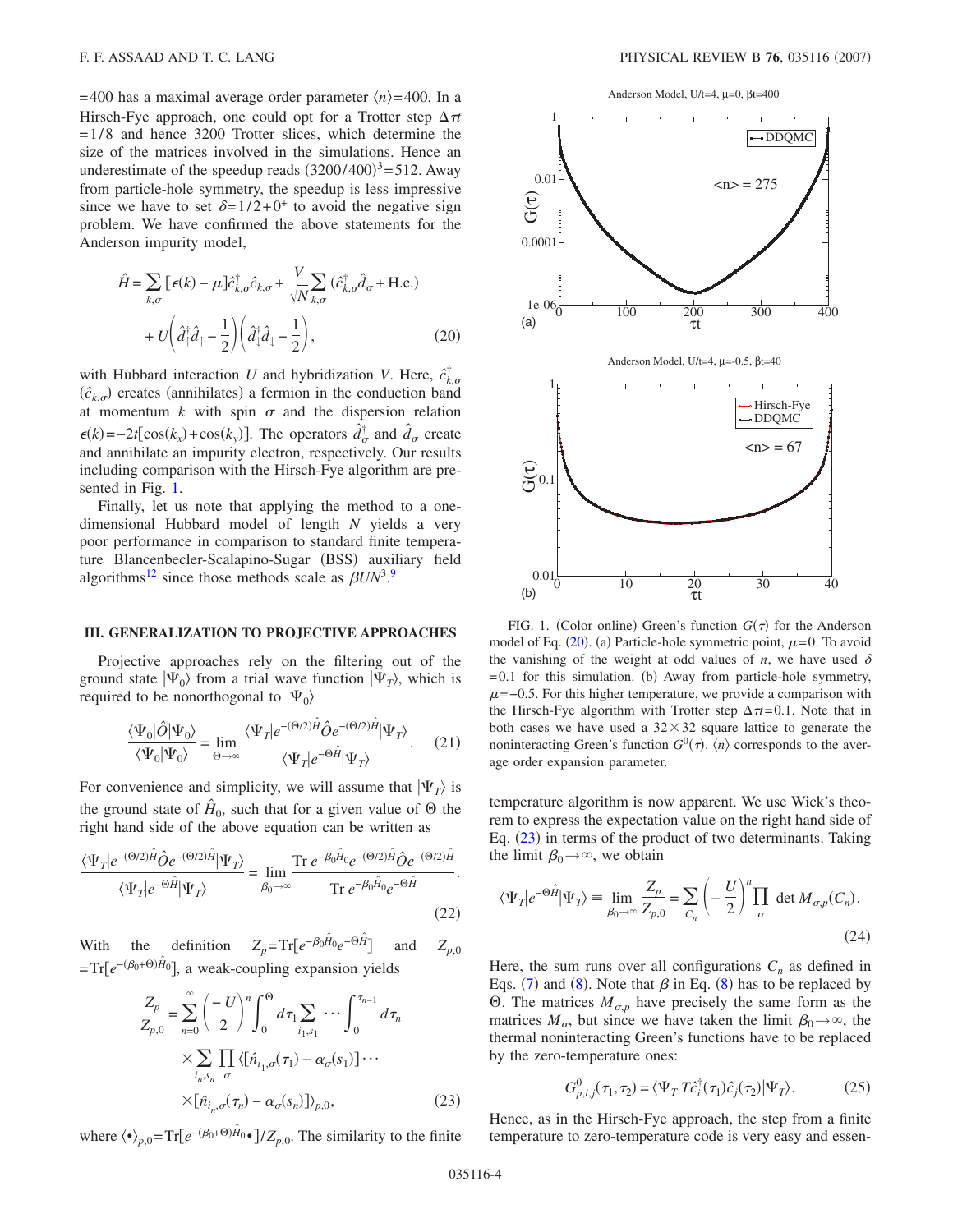=400 has a maximal average order parameter $\langle n\rangle=400$. In a Hirsch-Fye approach, one could opt for a Trotter step $\Delta\tau t=1/8$ and hence 3200 Trotter slices, which determine the size of the matrices involved in the simulations. Hence an underestimate of the speedup reads $(3200/400)^3=512$. Away from particle-hole symmetry, the speedup is less impressive since we have to set $\delta=1/2+0^+$ to avoid the negative sign problem. We have confirmed the above statements for the Anderson impurity model,

$$\hat{H} = \sum_{k,\sigma}[\epsilon(k)-\mu]\hat{c}^\dagger_{k,\sigma}\hat{c}_{k,\sigma} + \frac{V}{\sqrt{N}}\sum_{k,\sigma}(\hat{c}^\dagger_{k,\sigma}\hat{d}_\sigma + \text{H.c.}) + U\left(\hat{d}^\dagger_\uparrow\hat{d}_\uparrow - \frac{1}{2}\right)\left(\hat{d}^\dagger_\downarrow\hat{d}_\downarrow - \frac{1}{2}\right), \tag{20}$$

with Hubbard interaction $U$ and hybridization $V$. Here, $\hat{c}^\dagger_{k,\sigma}$ ($\hat{c}_{k,\sigma}$) creates (annihilates) a fermion in the conduction band at momentum $k$ with spin $\sigma$ and the dispersion relation $\epsilon(k)=-2t[\cos(k_x)+\cos(k_y)]$. The operators $\hat{d}^\dagger_\sigma$ and $\hat{d}_\sigma$ create and annihilate an impurity electron, respectively. Our results including comparison with the Hirsch-Fye algorithm are presented in Fig. 1.

Finally, let us note that applying the method to a one-dimensional Hubbard model of length $N$ yields a very poor performance in comparison to standard finite temperature Blancenbecler-Scalapino-Sugar (BSS) auxiliary field algorithms[12] since those methods scale as $\beta UN^3$.[9]

FIG. 1. (Color online) Green's function $G(\tau)$ for the Anderson model of Eq. (20). (a) Particle-hole symmetric point, $\mu=0$. To avoid the vanishing of the weight at odd values of $n$, we have used $\delta=0.1$ for this simulation. (b) Away from particle-hole symmetry, $\mu=-0.5$. For this higher temperature, we provide a comparison with the Hirsch-Fye algorithm with Trotter step $\Delta\tau t=0.1$. Note that in both cases we have used a $32\times 32$ square lattice to generate the noninteracting Green's function $G^0(\tau)$. $\langle n\rangle$ corresponds to the average order expansion parameter.

### III. GENERALIZATION TO PROJECTIVE APPROACHES

Projective approaches rely on the filtering out of the ground state $|\Psi_0\rangle$ from a trial wave function $|\Psi_T\rangle$, which is required to be nonorthogonal to $|\Psi_0\rangle$

$$\frac{\langle\Psi_0|\hat{O}|\Psi_0\rangle}{\langle\Psi_0|\Psi_0\rangle} = \lim_{\Theta\to\infty}\frac{\langle\Psi_T|e^{-(\Theta/2)\hat{H}}\hat{O}e^{-(\Theta/2)\hat{H}}|\Psi_T\rangle}{\langle\Psi_T|e^{-\Theta\hat{H}}|\Psi_T\rangle}. \tag{21}$$

For convenience and simplicity, we will assume that $|\Psi_T\rangle$ is the ground state of $\hat{H}_0$, such that for a given value of $\Theta$ the right hand side of the above equation can be written as

$$\frac{\langle\Psi_T|e^{-(\Theta/2)\hat{H}}\hat{O}e^{-(\Theta/2)\hat{H}}|\Psi_T\rangle}{\langle\Psi_T|e^{-\Theta\hat{H}}|\Psi_T\rangle} = \lim_{\beta_0\to\infty}\frac{\text{Tr}\, e^{-\beta_0\hat{H}_0}e^{-(\Theta/2)\hat{H}}\hat{O}e^{-(\Theta/2)\hat{H}}}{\text{Tr}\, e^{-\beta_0\hat{H}_0}e^{-\Theta\hat{H}}}. \tag{22}$$

With the definition $Z_p=\text{Tr}[e^{-\beta_0\hat{H}_0}e^{-\Theta\hat{H}}]$ and $Z_{p,0}=\text{Tr}[e^{-(\beta_0+\Theta)\hat{H}_0}]$, a weak-coupling expansion yields

$$\frac{Z_p}{Z_{p,0}} = \sum_{n=0}^{\infty}\left(\frac{-U}{2}\right)^n\int_0^\Theta d\tau_1\sum_{i_1,s_1}\cdots\int_0^{\tau_{n-1}}d\tau_n \times\sum_{i_n,s_n}\prod_\sigma\langle[\hat{n}_{i_1,\sigma}(\tau_1)-\alpha_\sigma(s_1)]\cdots \times[\hat{n}_{i_n,\sigma}(\tau_n)-\alpha_\sigma(s_n)]\rangle_{p,0}, \tag{23}$$

where $\langle\bullet\rangle_{p,0}=\text{Tr}[e^{-(\beta_0+\Theta)\hat{H}_0}\bullet]/Z_{p,0}$. The similarity to the finite temperature algorithm is now apparent. We use Wick's theorem to express the expectation value on the right hand side of Eq. (23) in terms of the product of two determinants. Taking the limit $\beta_0\to\infty$, we obtain

$$\langle\Psi_T|e^{-\Theta\hat{H}}|\Psi_T\rangle \equiv \lim_{\beta_0\to\infty}\frac{Z_p}{Z_{p,0}} = \sum_{C_n}\left(-\frac{U}{2}\right)^n\prod_\sigma \det M_{\sigma,p}(C_n). \tag{24}$$

Here, the sum runs over all configurations $C_n$ as defined in Eqs. (7) and (8). Note that $\beta$ in Eq. (8) has to be replaced by $\Theta$. The matrices $M_{\sigma,p}$ have precisely the same form as the matrices $M_\sigma$, but since we have taken the limit $\beta_0\to\infty$, the thermal noninteracting Green's functions have to be replaced by the zero-temperature ones:

$$G^0_{p,i,j}(\tau_1,\tau_2) = \langle\Psi_T|T\hat{c}^\dagger_i(\tau_1)\hat{c}_j(\tau_2)|\Psi_T\rangle. \tag{25}$$

Hence, as in the Hirsch-Fye approach, the step from a finite temperature to zero-temperature code is very easy and essen-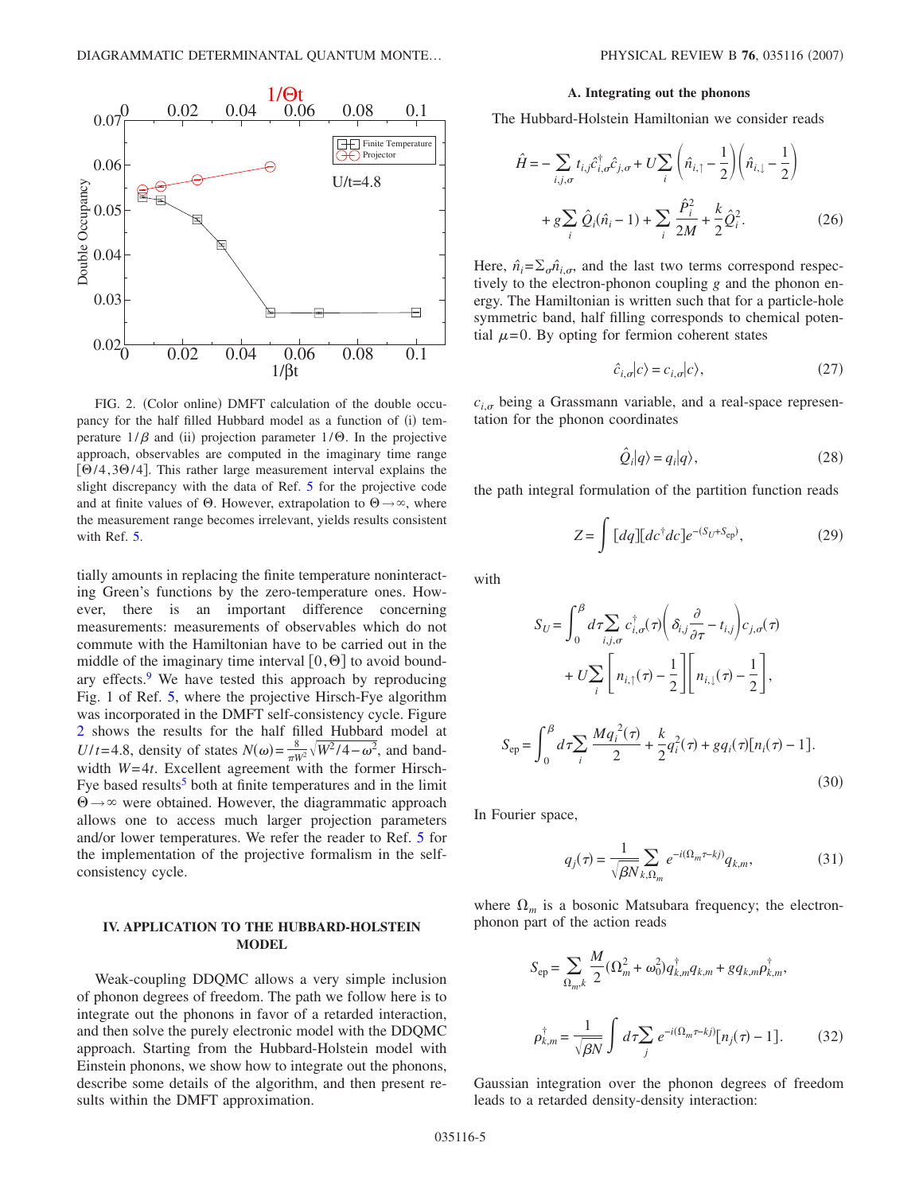FIG. 2. (Color online) DMFT calculation of the double occupancy for the half filled Hubbard model as a function of (i) temperature $1/\beta$ and (ii) projection parameter $1/\Theta$. In the projective approach, observables are computed in the imaginary time range $[\Theta/4,3\Theta/4]$. This rather large measurement interval explains the slight discrepancy with the data of Ref. 5 for the projective code and at finite values of $\Theta$. However, extrapolation to $\Theta\to\infty$, where the measurement range becomes irrelevant, yields results consistent with Ref. 5.

tially amounts in replacing the finite temperature noninteracting Green's functions by the zero-temperature ones. However, there is an important difference concerning measurements: measurements of observables which do not commute with the Hamiltonian have to be carried out in the middle of the imaginary time interval $[0,\Theta]$ to avoid boundary effects.[9] We have tested this approach by reproducing Fig. 1 of Ref. 5, where the projective Hirsch-Fye algorithm was incorporated in the DMFT self-consistency cycle. Figure 2 shows the results for the half filled Hubbard model at $U/t=4.8$, density of states $N(\omega)=\frac{8}{\pi W^2}\sqrt{W^2/4-\omega^2}$, and bandwidth $W=4t$. Excellent agreement with the former Hirsch-Fye based results[5] both at finite temperatures and in the limit $\Theta\to\infty$ were obtained. However, the diagrammatic approach allows one to access much larger projection parameters and/or lower temperatures. We refer the reader to Ref. 5 for the implementation of the projective formalism in the self-consistency cycle.

## IV. APPLICATION TO THE HUBBARD-HOLSTEIN MODEL

Weak-coupling DDQMC allows a very simple inclusion of phonon degrees of freedom. The path we follow here is to integrate out the phonons in favor of a retarded interaction, and then solve the purely electronic model with the DDQMC approach. Starting from the Hubbard-Holstein model with Einstein phonons, we show how to integrate out the phonons, describe some details of the algorithm, and then present results within the DMFT approximation.

### A. Integrating out the phonons

The Hubbard-Holstein Hamiltonian we consider reads

$$\hat{H} = -\sum_{i,j,\sigma} t_{i,j}\hat{c}^{\dagger}_{i,\sigma}\hat{c}_{j,\sigma} + U\sum_i\left(\hat{n}_{i,\uparrow}-\frac{1}{2}\right)\left(\hat{n}_{i,\downarrow}-\frac{1}{2}\right) + g\sum_i \hat{Q}_i(\hat{n}_i-1) + \sum_i \frac{\hat{P}_i^2}{2M} + \frac{k}{2}\hat{Q}_i^2. \tag{26}$$

Here, $\hat{n}_i=\Sigma_\sigma \hat{n}_{i,\sigma}$, and the last two terms correspond respectively to the electron-phonon coupling $g$ and the phonon energy. The Hamiltonian is written such that for a particle-hole symmetric band, half filling corresponds to chemical potential $\mu=0$. By opting for fermion coherent states

$$\hat{c}_{i,\sigma}|c\rangle = c_{i,\sigma}|c\rangle, \tag{27}$$

$c_{i,\sigma}$ being a Grassmann variable, and a real-space representation for the phonon coordinates

$$\hat{Q}_i|q\rangle = q_i|q\rangle, \tag{28}$$

the path integral formulation of the partition function reads

$$Z = \int [dq][dc^{\dagger}dc]e^{-(S_U+S_{\rm ep})}, \tag{29}$$

with

$$S_U = \int_0^{\beta} d\tau \sum_{i,j,\sigma} c^{\dagger}_{i,\sigma}(\tau)\left(\delta_{i,j}\frac{\partial}{\partial\tau} - t_{i,j}\right)c_{j,\sigma}(\tau) + U\sum_i\left[n_{i,\uparrow}(\tau)-\frac{1}{2}\right]\left[n_{i,\downarrow}(\tau)-\frac{1}{2}\right],$$

$$S_{\rm ep} = \int_0^{\beta} d\tau \sum_i \frac{M\dot{q}_i^2(\tau)}{2} + \frac{k}{2}q_i^2(\tau) + g q_i(\tau)[n_i(\tau)-1]. \tag{30}$$

In Fourier space,

$$q_j(\tau) = \frac{1}{\sqrt{\beta N}}\sum_{k,\Omega_m} e^{-i(\Omega_m\tau - kj)}q_{k,m}, \tag{31}$$

where $\Omega_m$ is a bosonic Matsubara frequency; the electron-phonon part of the action reads

$$S_{\rm ep} = \sum_{\Omega_m,k}\frac{M}{2}(\Omega_m^2+\omega_0^2)q^{\dagger}_{k,m}q_{k,m} + g q_{k,m}\rho^{\dagger}_{k,m},$$

$$\rho^{\dagger}_{k,m} = \frac{1}{\sqrt{\beta N}}\int d\tau \sum_j e^{-i(\Omega_m\tau - kj)}[n_j(\tau)-1]. \tag{32}$$

Gaussian integration over the phonon degrees of freedom leads to a retarded density-density interaction: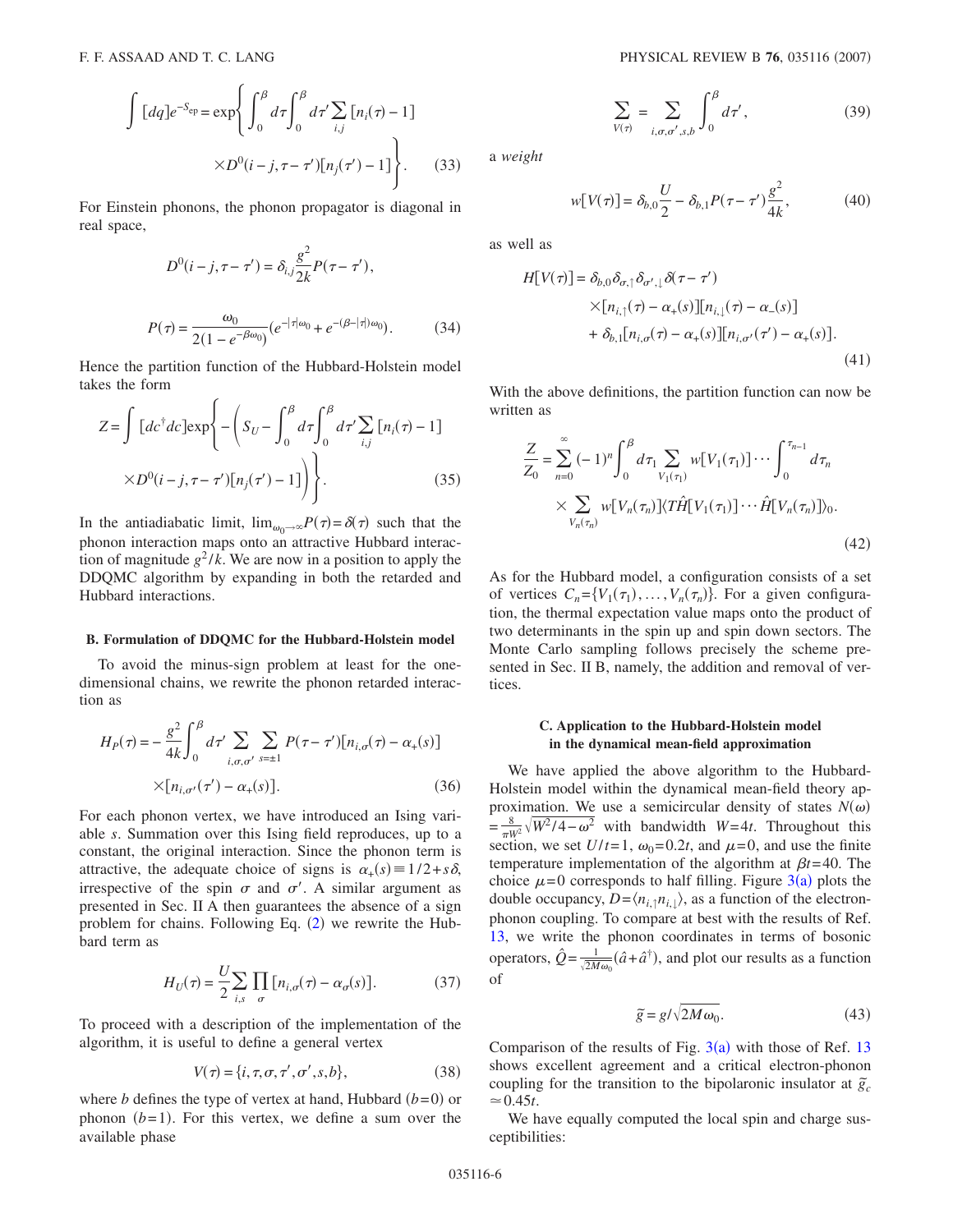$$\int [dq] e^{-S_{ep}} = \exp\left\{ \int_0^\beta d\tau \int_0^\beta d\tau' \sum_{i,j} [n_i(\tau) - 1] \times D^0(i-j, \tau - \tau')[n_j(\tau') - 1] \right\}. \quad (33)$$

For Einstein phonons, the phonon propagator is diagonal in real space,

$$D^0(i-j, \tau - \tau') = \delta_{i,j} \frac{g^2}{2k} P(\tau - \tau'),$$

$$P(\tau) = \frac{\omega_0}{2(1 - e^{-\beta\omega_0})} (e^{-|\tau|\omega_0} + e^{-(\beta - |\tau|)\omega_0}). \quad (34)$$

Hence the partition function of the Hubbard-Holstein model takes the form

$$Z = \int [dc^\dagger dc] \exp\left\{ -\left( S_U - \int_0^\beta d\tau \int_0^\beta d\tau' \sum_{i,j} [n_i(\tau) - 1] \times D^0(i-j, \tau - \tau')[n_j(\tau') - 1] \right) \right\}. \quad (35)$$

In the antiadiabatic limit, $\lim_{\omega_0 \to \infty} P(\tau) = \delta(\tau)$ such that the phonon interaction maps onto an attractive Hubbard interaction of magnitude $g^2/k$. We are now in a position to apply the DDQMC algorithm by expanding in both the retarded and Hubbard interactions.

### B. Formulation of DDQMC for the Hubbard-Holstein model

To avoid the minus-sign problem at least for the one-dimensional chains, we rewrite the phonon retarded interaction as

$$H_P(\tau) = -\frac{g^2}{4k} \int_0^\beta d\tau' \sum_{i,\sigma,\sigma'} \sum_{s=\pm 1} P(\tau - \tau')[n_{i,\sigma}(\tau) - \alpha_+(s)] \times [n_{i,\sigma'}(\tau') - \alpha_+(s)]. \quad (36)$$

For each phonon vertex, we have introduced an Ising variable $s$. Summation over this Ising field reproduces, up to a constant, the original interaction. Since the phonon term is attractive, the adequate choice of signs is $\alpha_+(s) \equiv 1/2 + s\delta$, irrespective of the spin $\sigma$ and $\sigma'$. A similar argument as presented in Sec. II A then guarantees the absence of a sign problem for chains. Following Eq. (2) we rewrite the Hubbard term as

$$H_U(\tau) = \frac{U}{2} \sum_{i,s} \prod_\sigma [n_{i,\sigma}(\tau) - \alpha_\sigma(s)]. \quad (37)$$

To proceed with a description of the implementation of the algorithm, it is useful to define a general vertex

$$V(\tau) = \{i, \tau, \sigma, \tau', \sigma', s, b\}, \quad (38)$$

where $b$ defines the type of vertex at hand, Hubbard ($b=0$) or phonon ($b=1$). For this vertex, we define a sum over the available phase

$$\sum_{V(\tau)} = \sum_{i,\sigma,\sigma',s,b} \int_0^\beta d\tau', \quad (39)$$

a *weight*

$$w[V(\tau)] = \delta_{b,0} \frac{U}{2} - \delta_{b,1} P(\tau - \tau') \frac{g^2}{4k}, \quad (40)$$

as well as

$$\begin{aligned} H[V(\tau)] = {} & \delta_{b,0} \delta_{\sigma,\uparrow} \delta_{\sigma',\downarrow} \delta(\tau - \tau') \\ & \times [n_{i,\uparrow}(\tau) - \alpha_+(s)][n_{i,\downarrow}(\tau) - \alpha_-(s)] \\ & + \delta_{b,1} [n_{i,\sigma}(\tau) - \alpha_+(s)][n_{i,\sigma'}(\tau') - \alpha_+(s)]. \end{aligned} \quad (41)$$

With the above definitions, the partition function can now be written as

$$\frac{Z}{Z_0} = \sum_{n=0}^\infty (-1)^n \int_0^\beta d\tau_1 \sum_{V_1(\tau_1)} w[V_1(\tau_1)] \cdots \int_0^{\tau_{n-1}} d\tau_n \times \sum_{V_n(\tau_n)} w[V_n(\tau_n)] \langle T\hat{H}[V_1(\tau_1)] \cdots \hat{H}[V_n(\tau_n)] \rangle_0. \quad (42)$$

As for the Hubbard model, a configuration consists of a set of vertices $C_n = \{V_1(\tau_1), \ldots, V_n(\tau_n)\}$. For a given configuration, the thermal expectation value maps onto the product of two determinants in the spin up and spin down sectors. The Monte Carlo sampling follows precisely the scheme presented in Sec. II B, namely, the addition and removal of vertices.

### C. Application to the Hubbard-Holstein model in the dynamical mean-field approximation

We have applied the above algorithm to the Hubbard-Holstein model within the dynamical mean-field theory approximation. We use a semicircular density of states $N(\omega) = \frac{8}{\pi W^2} \sqrt{W^2/4 - \omega^2}$ with bandwidth $W=4t$. Throughout this section, we set $U/t=1$, $\omega_0 = 0.2t$, and $\mu=0$, and use the finite temperature implementation of the algorithm at $\beta t = 40$. The choice $\mu=0$ corresponds to half filling. Figure 3(a) plots the double occupancy, $D = \langle n_{i,\uparrow} n_{i,\downarrow} \rangle$, as a function of the electron-phonon coupling. To compare at best with the results of Ref. 13, we write the phonon coordinates in terms of bosonic operators, $\hat{Q} = \frac{1}{\sqrt{2M\omega_0}} (\hat{a} + \hat{a}^\dagger)$, and plot our results as a function of

$$\tilde{g} = g/\sqrt{2M\omega_0}. \quad (43)$$

Comparison of the results of Fig. 3(a) with those of Ref. 13 shows excellent agreement and a critical electron-phonon coupling for the transition to the bipolaronic insulator at $\tilde{g}_c \simeq 0.45t$.

We have equally computed the local spin and charge susceptibilities: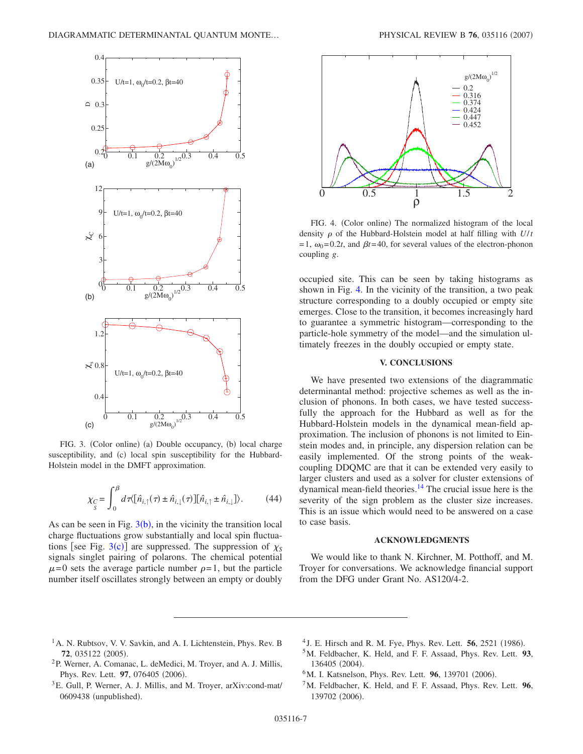FIG. 3. (Color online) (a) Double occupancy, (b) local charge susceptibility, and (c) local spin susceptibility for the Hubbard-Holstein model in the DMFT approximation.

$$\chi_{\substack{C\\S}} = \int_0^\beta d\tau \langle [\hat{n}_{i,\uparrow}(\tau) \pm \hat{n}_{i,\downarrow}(\tau)][\hat{n}_{i,\uparrow} \pm \hat{n}_{i,\downarrow}] \rangle. \tag{44}$$

As can be seen in Fig. 3(b), in the vicinity the transition local charge fluctuations grow substantially and local spin fluctuations [see Fig. 3(c)] are suppressed. The suppression of $\chi_S$ signals singlet pairing of polarons. The chemical potential $\mu=0$ sets the average particle number $\rho=1$, but the particle number itself oscillates strongly between an empty or doubly occupied site. This can be seen by taking histograms as shown in Fig. 4. In the vicinity of the transition, a two peak structure corresponding to a doubly occupied or empty site emerges. Close to the transition, it becomes increasingly hard to guarantee a symmetric histogram—corresponding to the particle-hole symmetry of the model—and the simulation ultimately freezes in the doubly occupied or empty state.

FIG. 4. (Color online) The normalized histogram of the local density $\rho$ of the Hubbard-Holstein model at half filling with $U/t=1$, $\omega_0=0.2t$, and $\beta t=40$, for several values of the electron-phonon coupling $g$.

## V. CONCLUSIONS

We have presented two extensions of the diagrammatic determinantal method: projective schemes as well as the inclusion of phonons. In both cases, we have tested successfully the approach for the Hubbard as well as for the Hubbard-Holstein models in the dynamical mean-field approximation. The inclusion of phonons is not limited to Einstein modes and, in principle, any dispersion relation can be easily implemented. Of the strong points of the weak-coupling DDQMC are that it can be extended very easily to larger clusters and used as a solver for cluster extensions of dynamical mean-field theories.[14] The crucial issue here is the severity of the sign problem as the cluster size increases. This is an issue which would need to be answered on a case to case basis.

## ACKNOWLEDGMENTS

We would like to thank N. Kirchner, M. Potthoff, and M. Troyer for conversations. We acknowledge financial support from the DFG under Grant No. AS120/4-2.

---

[1] A. N. Rubtsov, V. V. Savkin, and A. I. Lichtenstein, Phys. Rev. B **72**, 035122 (2005).

[2] P. Werner, A. Comanac, L. deMedici, M. Troyer, and A. J. Millis, Phys. Rev. Lett. **97**, 076405 (2006).

[3] E. Gull, P. Werner, A. J. Millis, and M. Troyer, arXiv:cond-mat/0609438 (unpublished).

[4] J. E. Hirsch and R. M. Fye, Phys. Rev. Lett. **56**, 2521 (1986).

[5] M. Feldbacher, K. Held, and F. F. Assaad, Phys. Rev. Lett. **93**, 136405 (2004).

[6] M. I. Katsnelson, Phys. Rev. Lett. **96**, 139701 (2006).

[7] M. Feldbacher, K. Held, and F. F. Assaad, Phys. Rev. Lett. **96**, 139702 (2006).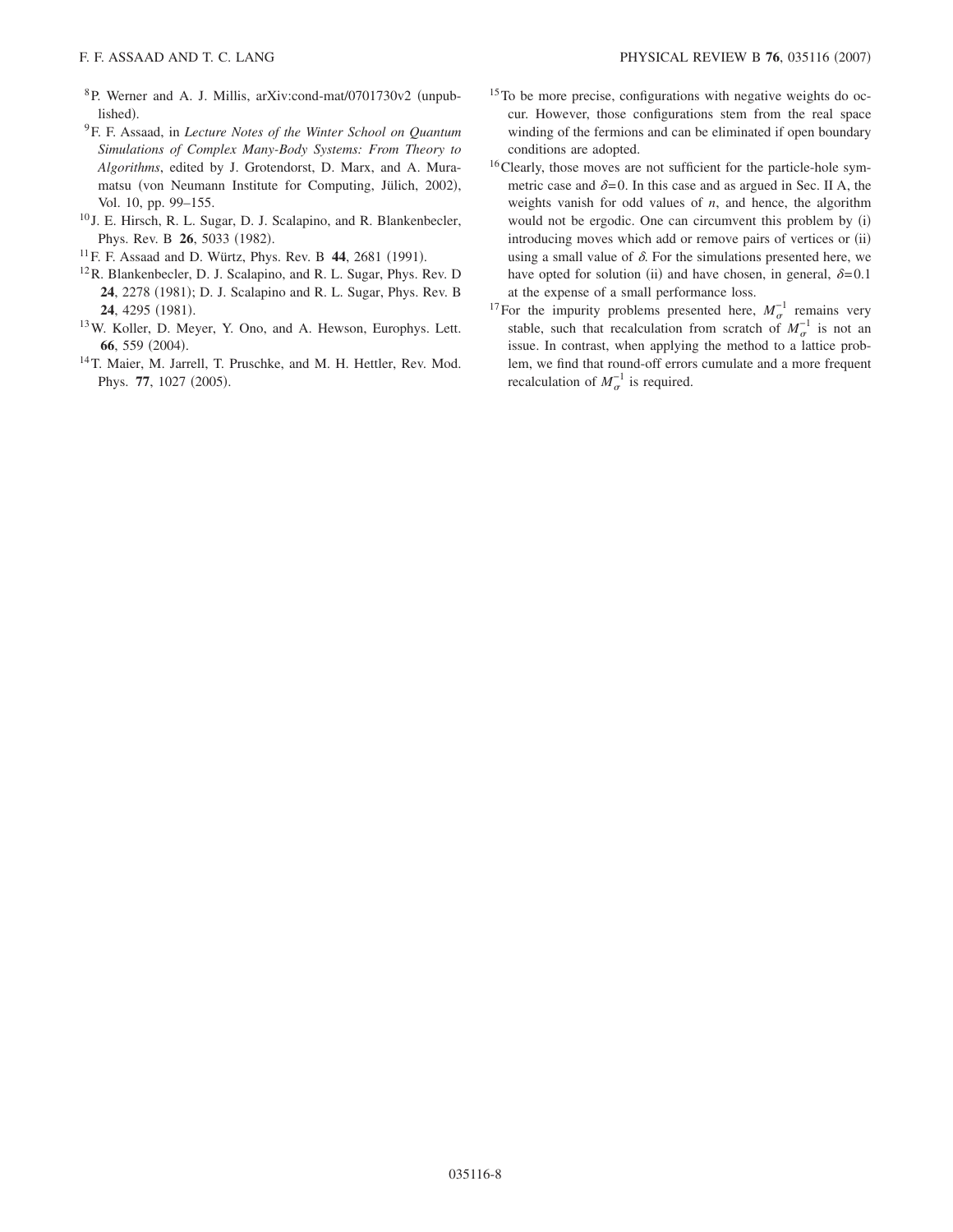[8] P. Werner and A. J. Millis, arXiv:cond-mat/0701730v2 (unpublished).

[9] F. F. Assaad, in *Lecture Notes of the Winter School on Quantum Simulations of Complex Many-Body Systems: From Theory to Algorithms*, edited by J. Grotendorst, D. Marx, and A. Muramatsu (von Neumann Institute for Computing, Jülich, 2002), Vol. 10, pp. 99–155.

[10] J. E. Hirsch, R. L. Sugar, D. J. Scalapino, and R. Blankenbecler, Phys. Rev. B **26**, 5033 (1982).

[11] F. F. Assaad and D. Würtz, Phys. Rev. B **44**, 2681 (1991).

[12] R. Blankenbecler, D. J. Scalapino, and R. L. Sugar, Phys. Rev. D **24**, 2278 (1981); D. J. Scalapino and R. L. Sugar, Phys. Rev. B **24**, 4295 (1981).

[13] W. Koller, D. Meyer, Y. Ono, and A. Hewson, Europhys. Lett. **66**, 559 (2004).

[14] T. Maier, M. Jarrell, T. Pruschke, and M. H. Hettler, Rev. Mod. Phys. **77**, 1027 (2005).

[15] To be more precise, configurations with negative weights do occur. However, those configurations stem from the real space winding of the fermions and can be eliminated if open boundary conditions are adopted.

[16] Clearly, those moves are not sufficient for the particle-hole symmetric case and $\delta=0$. In this case and as argued in Sec. II A, the weights vanish for odd values of $n$, and hence, the algorithm would not be ergodic. One can circumvent this problem by (i) introducing moves which add or remove pairs of vertices or (ii) using a small value of $\delta$. For the simulations presented here, we have opted for solution (ii) and have chosen, in general, $\delta=0.1$ at the expense of a small performance loss.

[17] For the impurity problems presented here, $M_\sigma^{-1}$ remains very stable, such that recalculation from scratch of $M_\sigma^{-1}$ is not an issue. In contrast, when applying the method to a lattice problem, we find that round-off errors cumulate and a more frequent recalculation of $M_\sigma^{-1}$ is required.